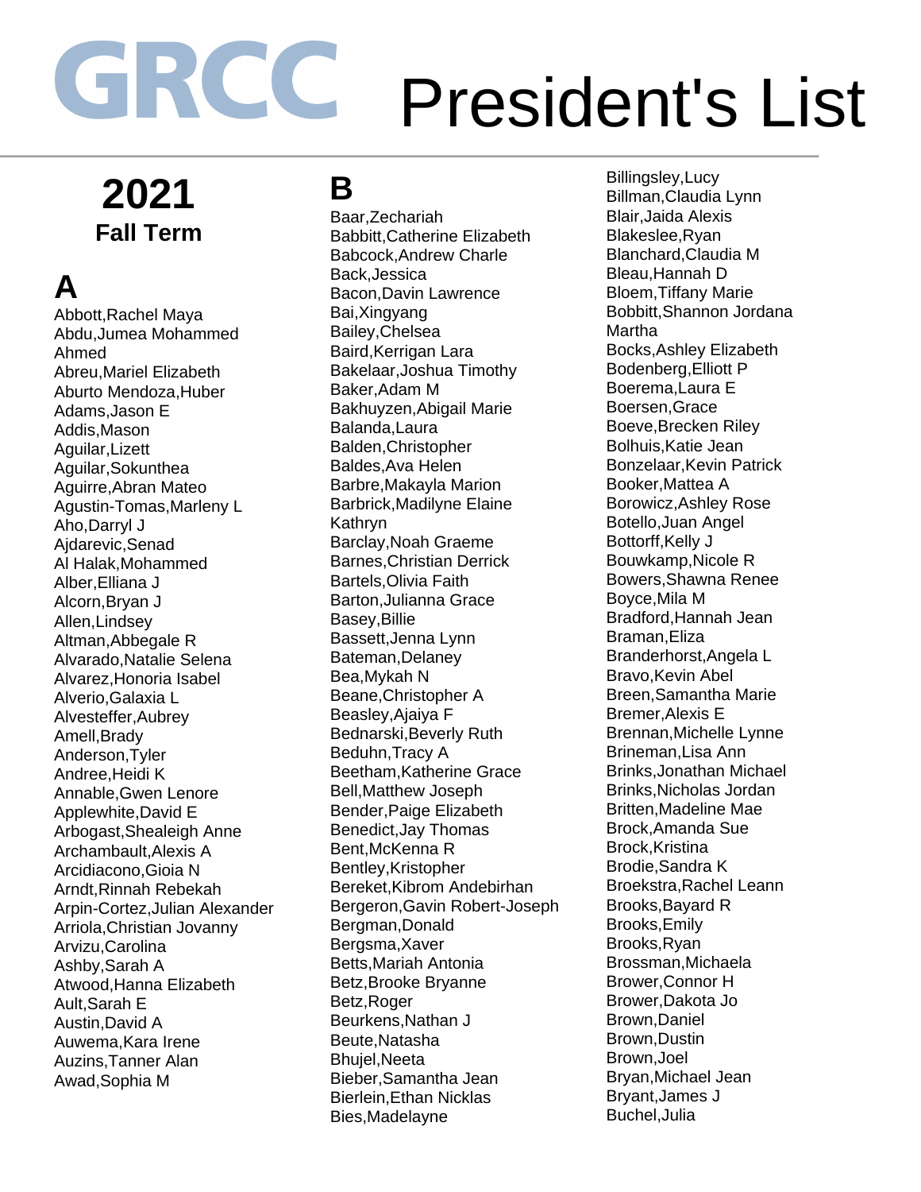# GRCC President's List

## 2021
### Fall Term

## A

Abbott,Rachel Maya
Abdu,Jumea Mohammed Ahmed
Abreu,Mariel Elizabeth
Aburto Mendoza,Huber
Adams,Jason E
Addis,Mason
Aguilar,Lizett
Aguilar,Sokunthea
Aguirre,Abran Mateo
Agustin-Tomas,Marleny L
Aho,Darryl J
Ajdarevic,Senad
Al Halak,Mohammed
Alber,Elliana J
Alcorn,Bryan J
Allen,Lindsey
Altman,Abbegale R
Alvarado,Natalie Selena
Alvarez,Honoria Isabel
Alverio,Galaxia L
Alvesteffer,Aubrey
Amell,Brady
Anderson,Tyler
Andree,Heidi K
Annable,Gwen Lenore
Applewhite,David E
Arbogast,Shealeigh Anne
Archambault,Alexis A
Arcidiacono,Gioia N
Arndt,Rinnah Rebekah
Arpin-Cortez,Julian Alexander
Arriola,Christian Jovanny
Arvizu,Carolina
Ashby,Sarah A
Atwood,Hanna Elizabeth
Ault,Sarah E
Austin,David A
Auwema,Kara Irene
Auzins,Tanner Alan
Awad,Sophia M

## B

Baar,Zechariah
Babbitt,Catherine Elizabeth
Babcock,Andrew Charle
Back,Jessica
Bacon,Davin Lawrence
Bai,Xingyang
Bailey,Chelsea
Baird,Kerrigan Lara
Bakelaar,Joshua Timothy
Baker,Adam M
Bakhuyzen,Abigail Marie
Balanda,Laura
Balden,Christopher
Baldes,Ava Helen
Barbre,Makayla Marion
Barbrick,Madilyne Elaine Kathryn
Barclay,Noah Graeme
Barnes,Christian Derrick
Bartels,Olivia Faith
Barton,Julianna Grace
Basey,Billie
Bassett,Jenna Lynn
Bateman,Delaney
Bea,Mykah N
Beane,Christopher A
Beasley,Ajaiya F
Bednarski,Beverly Ruth
Beduhn,Tracy A
Beetham,Katherine Grace
Bell,Matthew Joseph
Bender,Paige Elizabeth
Benedict,Jay Thomas
Bent,McKenna R
Bentley,Kristopher
Bereket,Kibrom Andebirhan
Bergeron,Gavin Robert-Joseph
Bergman,Donald
Bergsma,Xaver
Betts,Mariah Antonia
Betz,Brooke Bryanne
Betz,Roger
Beurkens,Nathan J
Beute,Natasha
Bhujel,Neeta
Bieber,Samantha Jean
Bierlein,Ethan Nicklas
Bies,Madelayne
Billingsley,Lucy
Billman,Claudia Lynn
Blair,Jaida Alexis
Blakeslee,Ryan
Blanchard,Claudia M
Bleau,Hannah D
Bloem,Tiffany Marie
Bobbitt,Shannon Jordana Martha
Bocks,Ashley Elizabeth
Bodenberg,Elliott P
Boerema,Laura E
Boersen,Grace
Boeve,Brecken Riley
Bolhuis,Katie Jean
Bonzelaar,Kevin Patrick
Booker,Mattea A
Borowicz,Ashley Rose
Botello,Juan Angel
Bottorff,Kelly J
Bouwkamp,Nicole R
Bowers,Shawna Renee
Boyce,Mila M
Bradford,Hannah Jean
Braman,Eliza
Branderhorst,Angela L
Bravo,Kevin Abel
Breen,Samantha Marie
Bremer,Alexis E
Brennan,Michelle Lynne
Brineman,Lisa Ann
Brinks,Jonathan Michael
Brinks,Nicholas Jordan
Britten,Madeline Mae
Brock,Amanda Sue
Brock,Kristina
Brodie,Sandra K
Broekstra,Rachel Leann
Brooks,Bayard R
Brooks,Emily
Brooks,Ryan
Brossman,Michaela
Brower,Connor H
Brower,Dakota Jo
Brown,Daniel
Brown,Dustin
Brown,Joel
Bryan,Michael Jean
Bryant,James J
Buchel,Julia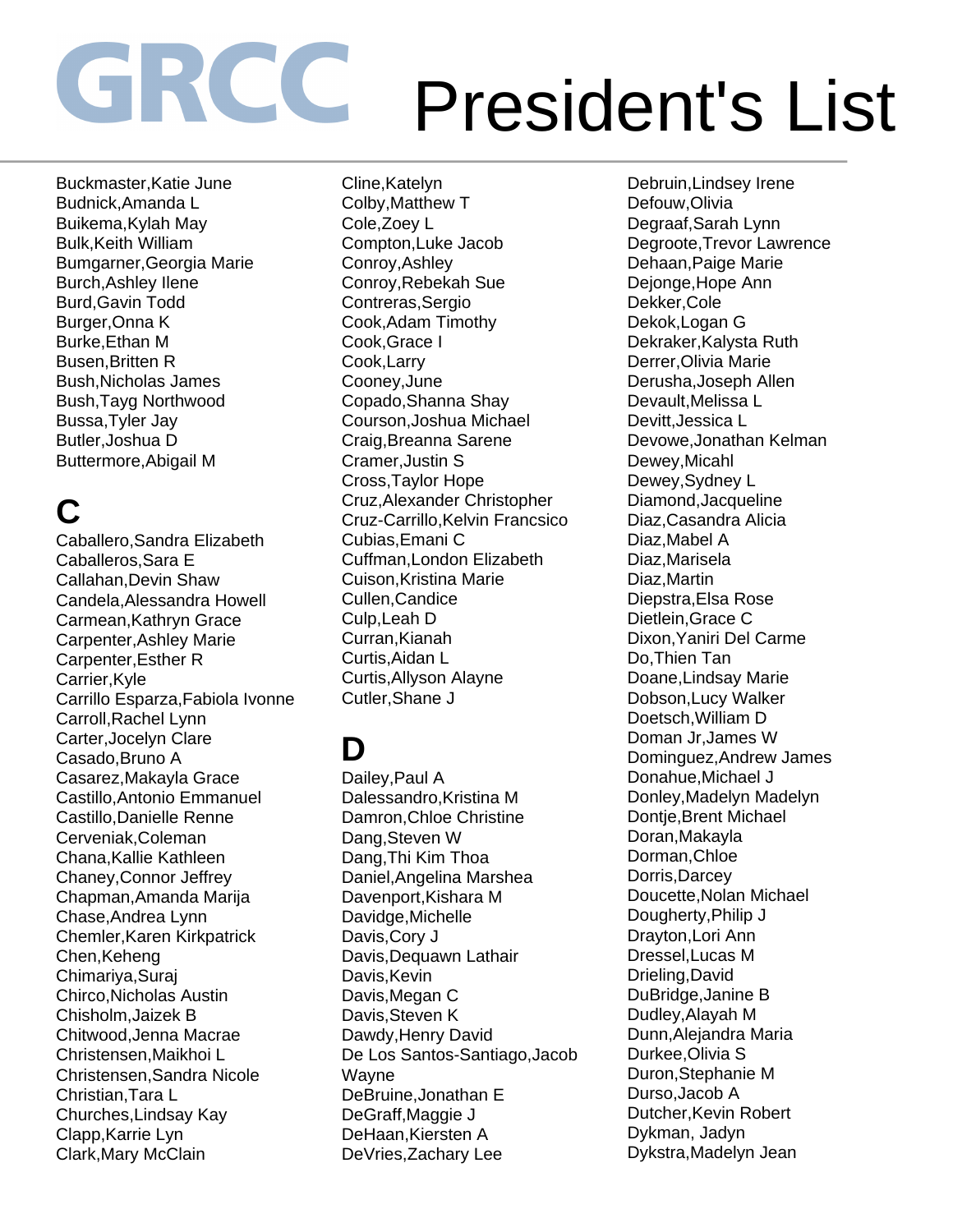# GRCC President's List

Buckmaster,Katie June
Budnick,Amanda L
Buikema,Kylah May
Bulk,Keith William
Bumgarner,Georgia Marie
Burch,Ashley Ilene
Burd,Gavin Todd
Burger,Onna K
Burke,Ethan M
Busen,Britten R
Bush,Nicholas James
Bush,Tayg Northwood
Bussa,Tyler Jay
Butler,Joshua D
Buttermore,Abigail M

## C

Caballero,Sandra Elizabeth
Caballeros,Sara E
Callahan,Devin Shaw
Candela,Alessandra Howell
Carmean,Kathryn Grace
Carpenter,Ashley Marie
Carpenter,Esther R
Carrier,Kyle
Carrillo Esparza,Fabiola Ivonne
Carroll,Rachel Lynn
Carter,Jocelyn Clare
Casado,Bruno A
Casarez,Makayla Grace
Castillo,Antonio Emmanuel
Castillo,Danielle Renne
Cerveniak,Coleman
Chana,Kallie Kathleen
Chaney,Connor Jeffrey
Chapman,Amanda Marija
Chase,Andrea Lynn
Chemler,Karen Kirkpatrick
Chen,Keheng
Chimariya,Suraj
Chirco,Nicholas Austin
Chisholm,Jaizek B
Chitwood,Jenna Macrae
Christensen,Maikhoi L
Christensen,Sandra Nicole
Christian,Tara L
Churches,Lindsay Kay
Clapp,Karrie Lyn
Clark,Mary McClain
Cline,Katelyn
Colby,Matthew T
Cole,Zoey L
Compton,Luke Jacob
Conroy,Ashley
Conroy,Rebekah Sue
Contreras,Sergio
Cook,Adam Timothy
Cook,Grace I
Cook,Larry
Cooney,June
Copado,Shanna Shay
Courson,Joshua Michael
Craig,Breanna Sarene
Cramer,Justin S
Cross,Taylor Hope
Cruz,Alexander Christopher
Cruz-Carrillo,Kelvin Francsico
Cubias,Emani C
Cuffman,London Elizabeth
Cuison,Kristina Marie
Cullen,Candice
Culp,Leah D
Curran,Kianah
Curtis,Aidan L
Curtis,Allyson Alayne
Cutler,Shane J

## D

Dailey,Paul A
Dalessandro,Kristina M
Damron,Chloe Christine
Dang,Steven W
Dang,Thi Kim Thoa
Daniel,Angelina Marshea
Davenport,Kishara M
Davidge,Michelle
Davis,Cory J
Davis,Dequawn Lathair
Davis,Kevin
Davis,Megan C
Davis,Steven K
Dawdy,Henry David
De Los Santos-Santiago,Jacob Wayne
DeBruine,Jonathan E
DeGraff,Maggie J
DeHaan,Kiersten A
DeVries,Zachary Lee
Debruin,Lindsey Irene
Defouw,Olivia
Degraaf,Sarah Lynn
Degroote,Trevor Lawrence
Dehaan,Paige Marie
Dejonge,Hope Ann
Dekker,Cole
Dekok,Logan G
Dekraker,Kalysta Ruth
Derrer,Olivia Marie
Derusha,Joseph Allen
Devault,Melissa L
Devitt,Jessica L
Devowe,Jonathan Kelman
Dewey,Micahl
Dewey,Sydney L
Diamond,Jacqueline
Diaz,Casandra Alicia
Diaz,Mabel A
Diaz,Marisela
Diaz,Martin
Diepstra,Elsa Rose
Dietlein,Grace C
Dixon,Yaniri Del Carme
Do,Thien Tan
Doane,Lindsay Marie
Dobson,Lucy Walker
Doetsch,William D
Doman Jr,James W
Dominguez,Andrew James
Donahue,Michael J
Donley,Madelyn Madelyn
Dontje,Brent Michael
Doran,Makayla
Dorman,Chloe
Dorris,Darcey
Doucette,Nolan Michael
Dougherty,Philip J
Drayton,Lori Ann
Dressel,Lucas M
Drieling,David
DuBridge,Janine B
Dudley,Alayah M
Dunn,Alejandra Maria
Durkee,Olivia S
Duron,Stephanie M
Durso,Jacob A
Dutcher,Kevin Robert
Dykman, Jadyn
Dykstra,Madelyn Jean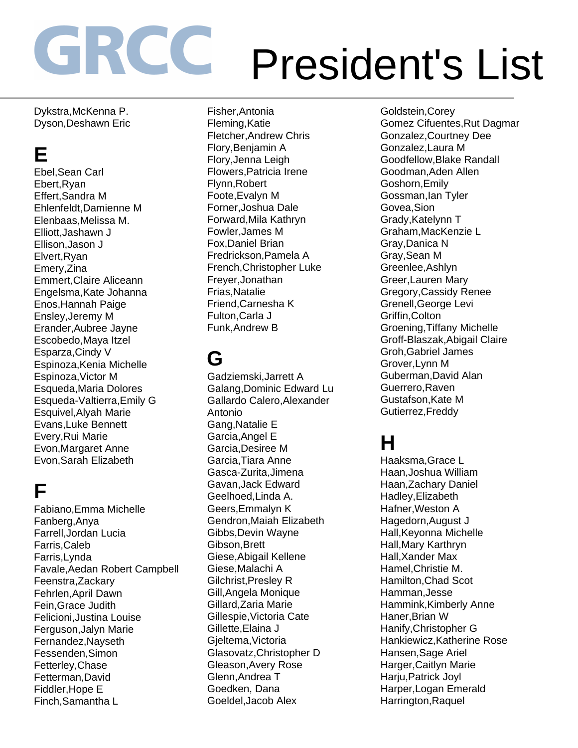# GRCC President's List

Dykstra,McKenna P.
Dyson,Deshawn Eric

## E

Ebel,Sean Carl
Ebert,Ryan
Effert,Sandra M
Ehlenfeldt,Damienne M
Elenbaas,Melissa M.
Elliott,Jashawn J
Ellison,Jason J
Elvert,Ryan
Emery,Zina
Emmert,Claire Aliceann
Engelsma,Kate Johanna
Enos,Hannah Paige
Ensley,Jeremy M
Erander,Aubree Jayne
Escobedo,Maya Itzel
Esparza,Cindy V
Espinoza,Kenia Michelle
Espinoza,Victor M
Esqueda,Maria Dolores
Esqueda-Valtierra,Emily G
Esquivel,Alyah Marie
Evans,Luke Bennett
Every,Rui Marie
Evon,Margaret Anne
Evon,Sarah Elizabeth

## F

Fabiano,Emma Michelle
Fanberg,Anya
Farrell,Jordan Lucia
Farris,Caleb
Farris,Lynda
Favale,Aedan Robert Campbell
Feenstra,Zackary
Fehrlen,April Dawn
Fein,Grace Judith
Felicioni,Justina Louise
Ferguson,Jalyn Marie
Fernandez,Nayseth
Fessenden,Simon
Fetterley,Chase
Fetterman,David
Fiddler,Hope E
Finch,Samantha L
Fisher,Antonia
Fleming,Katie
Fletcher,Andrew Chris
Flory,Benjamin A
Flory,Jenna Leigh
Flowers,Patricia Irene
Flynn,Robert
Foote,Evalyn M
Forner,Joshua Dale
Forward,Mila Kathryn
Fowler,James M
Fox,Daniel Brian
Fredrickson,Pamela A
French,Christopher Luke
Freyer,Jonathan
Frias,Natalie
Friend,Carnesha K
Fulton,Carla J
Funk,Andrew B

## G

Gadziemski,Jarrett A
Galang,Dominic Edward Lu
Gallardo Calero,Alexander Antonio
Gang,Natalie E
Garcia,Angel E
Garcia,Desiree M
Garcia,Tiara Anne
Gasca-Zurita,Jimena
Gavan,Jack Edward
Geelhoed,Linda A.
Geers,Emmalyn K
Gendron,Maiah Elizabeth
Gibbs,Devin Wayne
Gibson,Brett
Giese,Abigail Kellene
Giese,Malachi A
Gilchrist,Presley R
Gill,Angela Monique
Gillard,Zaria Marie
Gillespie,Victoria Cate
Gillette,Elaina J
Gjeltema,Victoria
Glasovatz,Christopher D
Gleason,Avery Rose
Glenn,Andrea T
Goedken, Dana
Goeldel,Jacob Alex
Goldstein,Corey
Gomez Cifuentes,Rut Dagmar
Gonzalez,Courtney Dee
Gonzalez,Laura M
Goodfellow,Blake Randall
Goodman,Aden Allen
Goshorn,Emily
Gossman,Ian Tyler
Govea,Sion
Grady,Katelynn T
Graham,MacKenzie L
Gray,Danica N
Gray,Sean M
Greenlee,Ashlyn
Greer,Lauren Mary
Gregory,Cassidy Renee
Grenell,George Levi
Griffin,Colton
Groening,Tiffany Michelle
Groff-Blaszak,Abigail Claire
Groh,Gabriel James
Grover,Lynn M
Guberman,David Alan
Guerrero,Raven
Gustafson,Kate M
Gutierrez,Freddy

## H

Haaksma,Grace L
Haan,Joshua William
Haan,Zachary Daniel
Hadley,Elizabeth
Hafner,Weston A
Hagedorn,August J
Hall,Keyonna Michelle
Hall,Mary Karthryn
Hall,Xander Max
Hamel,Christie M.
Hamilton,Chad Scot
Hamman,Jesse
Hammink,Kimberly Anne
Haner,Brian W
Hanify,Christopher G
Hankiewicz,Katherine Rose
Hansen,Sage Ariel
Harger,Caitlyn Marie
Harju,Patrick Joyl
Harper,Logan Emerald
Harrington,Raquel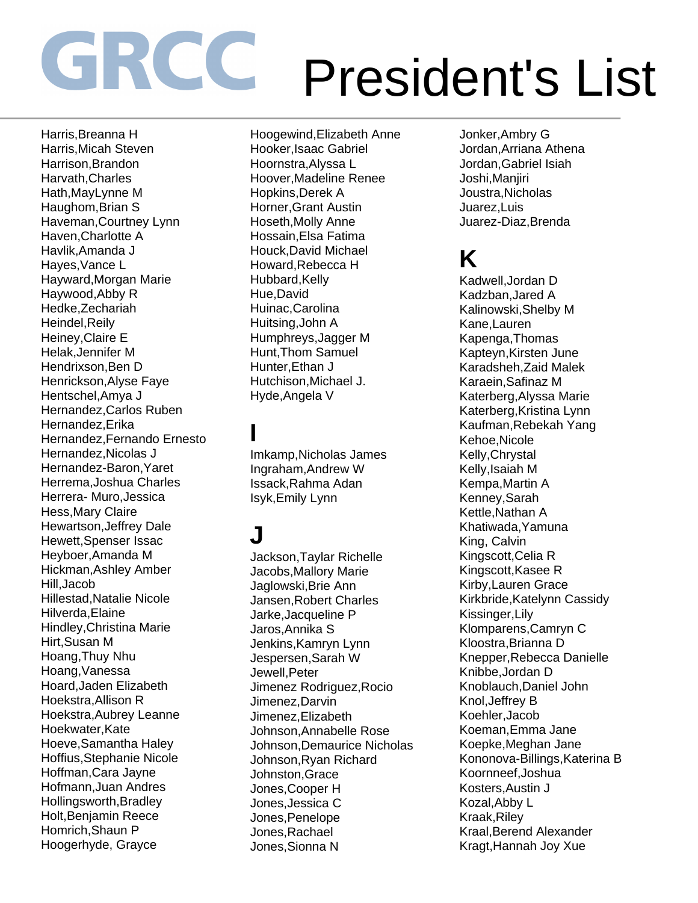# GRCC President's List

Harris,Breanna H
Harris,Micah Steven
Harrison,Brandon
Harvath,Charles
Hath,MayLynne M
Haughom,Brian S
Haveman,Courtney Lynn
Haven,Charlotte A
Havlik,Amanda J
Hayes,Vance L
Hayward,Morgan Marie
Haywood,Abby R
Hedke,Zechariah
Heindel,Reily
Heiney,Claire E
Helak,Jennifer M
Hendrixson,Ben D
Henrickson,Alyse Faye
Hentschel,Amya J
Hernandez,Carlos Ruben
Hernandez,Erika
Hernandez,Fernando Ernesto
Hernandez,Nicolas J
Hernandez-Baron,Yaret
Herrema,Joshua Charles
Herrera- Muro,Jessica
Hess,Mary Claire
Hewartson,Jeffrey Dale
Hewett,Spenser Issac
Heyboer,Amanda M
Hickman,Ashley Amber
Hill,Jacob
Hillestad,Natalie Nicole
Hilverda,Elaine
Hindley,Christina Marie
Hirt,Susan M
Hoang,Thuy Nhu
Hoang,Vanessa
Hoard,Jaden Elizabeth
Hoekstra,Allison R
Hoekstra,Aubrey Leanne
Hoekwater,Kate
Hoeve,Samantha Haley
Hoffius,Stephanie Nicole
Hoffman,Cara Jayne
Hofmann,Juan Andres
Hollingsworth,Bradley
Holt,Benjamin Reece
Homrich,Shaun P
Hoogerhyde, Grayce
Hoogewind,Elizabeth Anne
Hooker,Isaac Gabriel
Hoornstra,Alyssa L
Hoover,Madeline Renee
Hopkins,Derek A
Horner,Grant Austin
Hoseth,Molly Anne
Hossain,Elsa Fatima
Houck,David Michael
Howard,Rebecca H
Hubbard,Kelly
Hue,David
Huinac,Carolina
Huitsing,John A
Humphreys,Jagger M
Hunt,Thom Samuel
Hunter,Ethan J
Hutchison,Michael J.
Hyde,Angela V

## I

Imkamp,Nicholas James
Ingraham,Andrew W
Issack,Rahma Adan
Isyk,Emily Lynn

## J

Jackson,Taylar Richelle
Jacobs,Mallory Marie
Jaglowski,Brie Ann
Jansen,Robert Charles
Jarke,Jacqueline P
Jaros,Annika S
Jenkins,Kamryn Lynn
Jespersen,Sarah W
Jewell,Peter
Jimenez Rodriguez,Rocio
Jimenez,Darvin
Jimenez,Elizabeth
Johnson,Annabelle Rose
Johnson,Demaurice Nicholas
Johnson,Ryan Richard
Johnston,Grace
Jones,Cooper H
Jones,Jessica C
Jones,Penelope
Jones,Rachael
Jones,Sionna N
Jonker,Ambry G
Jordan,Arriana Athena
Jordan,Gabriel Isiah
Joshi,Manjiri
Joustra,Nicholas
Juarez,Luis
Juarez-Diaz,Brenda

## K

Kadwell,Jordan D
Kadzban,Jared A
Kalinowski,Shelby M
Kane,Lauren
Kapenga,Thomas
Kapteyn,Kirsten June
Karadsheh,Zaid Malek
Karaein,Safinaz M
Katerberg,Alyssa Marie
Katerberg,Kristina Lynn
Kaufman,Rebekah Yang
Kehoe,Nicole
Kelly,Chrystal
Kelly,Isaiah M
Kempa,Martin A
Kenney,Sarah
Kettle,Nathan A
Khatiwada,Yamuna
King, Calvin
Kingscott,Celia R
Kingscott,Kasee R
Kirby,Lauren Grace
Kirkbride,Katelynn Cassidy
Kissinger,Lily
Klomparens,Camryn C
Kloostra,Brianna D
Knepper,Rebecca Danielle
Knibbe,Jordan D
Knoblauch,Daniel John
Knol,Jeffrey B
Koehler,Jacob
Koeman,Emma Jane
Koepke,Meghan Jane
Kononova-Billings,Katerina B
Koornneef,Joshua
Kosters,Austin J
Kozal,Abby L
Kraak,Riley
Kraal,Berend Alexander
Kragt,Hannah Joy Xue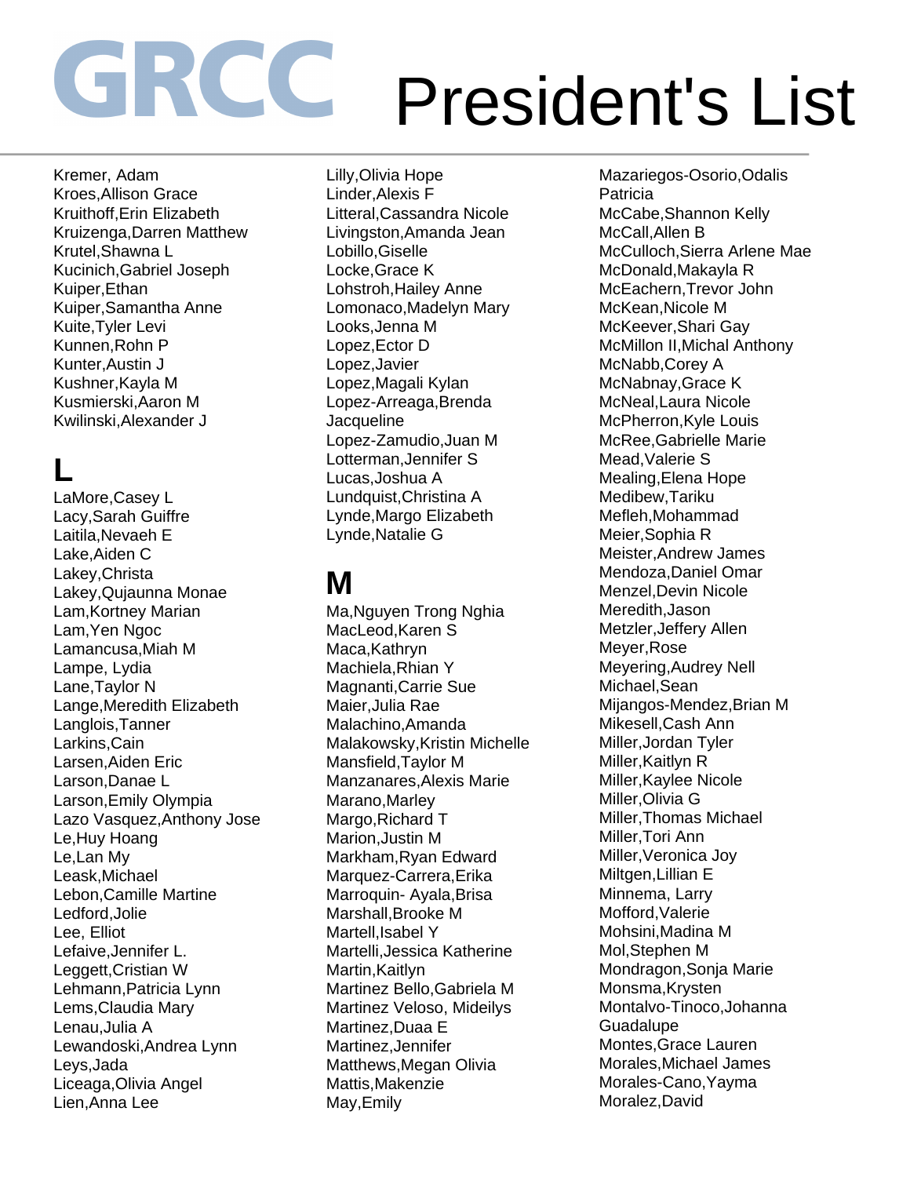# GRCC President's List

Kremer, Adam
Kroes,Allison Grace
Kruithoff,Erin Elizabeth
Kruizenga,Darren Matthew
Krutel,Shawna L
Kucinich,Gabriel Joseph
Kuiper,Ethan
Kuiper,Samantha Anne
Kuite,Tyler Levi
Kunnen,Rohn P
Kunter,Austin J
Kushner,Kayla M
Kusmierski,Aaron M
Kwilinski,Alexander J

## L

LaMore,Casey L
Lacy,Sarah Guiffre
Laitila,Nevaeh E
Lake,Aiden C
Lakey,Christa
Lakey,Qujaunna Monae
Lam,Kortney Marian
Lam,Yen Ngoc
Lamancusa,Miah M
Lampe, Lydia
Lane,Taylor N
Lange,Meredith Elizabeth
Langlois,Tanner
Larkins,Cain
Larsen,Aiden Eric
Larson,Danae L
Larson,Emily Olympia
Lazo Vasquez,Anthony Jose
Le,Huy Hoang
Le,Lan My
Leask,Michael
Lebon,Camille Martine
Ledford,Jolie
Lee, Elliot
Lefaive,Jennifer L.
Leggett,Cristian W
Lehmann,Patricia Lynn
Lems,Claudia Mary
Lenau,Julia A
Lewandoski,Andrea Lynn
Leys,Jada
Liceaga,Olivia Angel
Lien,Anna Lee
Lilly,Olivia Hope
Linder,Alexis F
Litteral,Cassandra Nicole
Livingston,Amanda Jean
Lobillo,Giselle
Locke,Grace K
Lohstroh,Hailey Anne
Lomonaco,Madelyn Mary
Looks,Jenna M
Lopez,Ector D
Lopez,Javier
Lopez,Magali Kylan
Lopez-Arreaga,Brenda Jacqueline
Lopez-Zamudio,Juan M
Lotterman,Jennifer S
Lucas,Joshua A
Lundquist,Christina A
Lynde,Margo Elizabeth
Lynde,Natalie G

## M

Ma,Nguyen Trong Nghia
MacLeod,Karen S
Maca,Kathryn
Machiela,Rhian Y
Magnanti,Carrie Sue
Maier,Julia Rae
Malachino,Amanda
Malakowsky,Kristin Michelle
Mansfield,Taylor M
Manzanares,Alexis Marie
Marano,Marley
Margo,Richard T
Marion,Justin M
Markham,Ryan Edward
Marquez-Carrera,Erika
Marroquin- Ayala,Brisa
Marshall,Brooke M
Martell,Isabel Y
Martelli,Jessica Katherine
Martin,Kaitlyn
Martinez Bello,Gabriela M
Martinez Veloso, Mideilys
Martinez,Duaa E
Martinez,Jennifer
Matthews,Megan Olivia
Mattis,Makenzie
May,Emily
Mazariegos-Osorio,Odalis Patricia
McCabe,Shannon Kelly
McCall,Allen B
McCulloch,Sierra Arlene Mae
McDonald,Makayla R
McEachern,Trevor John
McKean,Nicole M
McKeever,Shari Gay
McMillon II,Michal Anthony
McNabb,Corey A
McNabnay,Grace K
McNeal,Laura Nicole
McPherron,Kyle Louis
McRee,Gabrielle Marie
Mead,Valerie S
Mealing,Elena Hope
Medibew,Tariku
Mefleh,Mohammad
Meier,Sophia R
Meister,Andrew James
Mendoza,Daniel Omar
Menzel,Devin Nicole
Meredith,Jason
Metzler,Jeffery Allen
Meyer,Rose
Meyering,Audrey Nell
Michael,Sean
Mijangos-Mendez,Brian M
Mikesell,Cash Ann
Miller,Jordan Tyler
Miller,Kaitlyn R
Miller,Kaylee Nicole
Miller,Olivia G
Miller,Thomas Michael
Miller,Tori Ann
Miller,Veronica Joy
Miltgen,Lillian E
Minnema, Larry
Mofford,Valerie
Mohsini,Madina M
Mol,Stephen M
Mondragon,Sonja Marie
Monsma,Krysten
Montalvo-Tinoco,Johanna Guadalupe
Montes,Grace Lauren
Morales,Michael James
Morales-Cano,Yayma
Moralez,David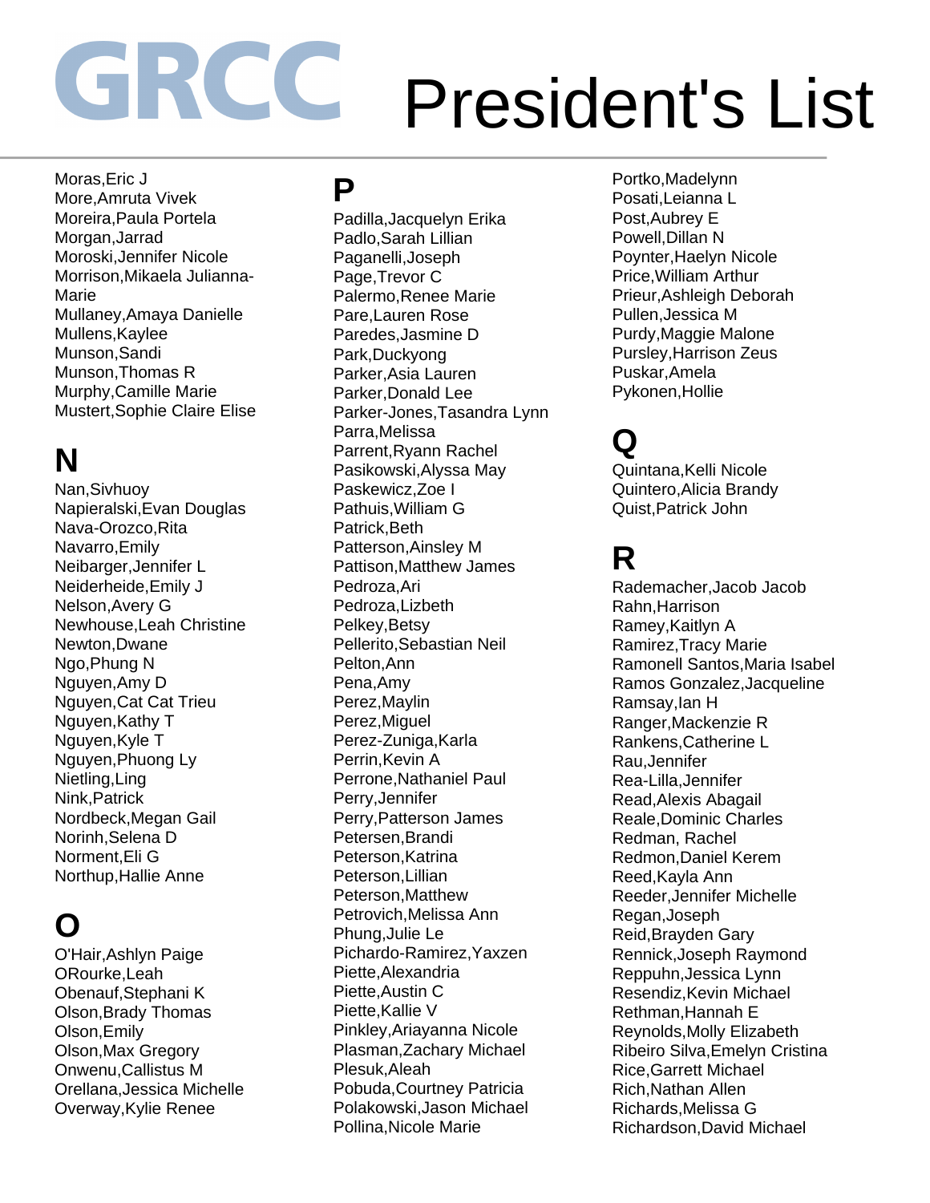# GRCC President's List

Moras,Eric J
More,Amruta Vivek
Moreira,Paula Portela
Morgan,Jarrad
Moroski,Jennifer Nicole
Morrison,Mikaela Julianna-Marie
Mullaney,Amaya Danielle
Mullens,Kaylee
Munson,Sandi
Munson,Thomas R
Murphy,Camille Marie
Mustert,Sophie Claire Elise

## N

Nan,Sivhuoy
Napieralski,Evan Douglas
Nava-Orozco,Rita
Navarro,Emily
Neibarger,Jennifer L
Neiderheide,Emily J
Nelson,Avery G
Newhouse,Leah Christine
Newton,Dwane
Ngo,Phung N
Nguyen,Amy D
Nguyen,Cat Cat Trieu
Nguyen,Kathy T
Nguyen,Kyle T
Nguyen,Phuong Ly
Nietling,Ling
Nink,Patrick
Nordbeck,Megan Gail
Norinh,Selena D
Norment,Eli G
Northup,Hallie Anne

## O

O'Hair,Ashlyn Paige
ORourke,Leah
Obenauf,Stephani K
Olson,Brady Thomas
Olson,Emily
Olson,Max Gregory
Onwenu,Callistus M
Orellana,Jessica Michelle
Overway,Kylie Renee

## P

Padilla,Jacquelyn Erika
Padlo,Sarah Lillian
Paganelli,Joseph
Page,Trevor C
Palermo,Renee Marie
Pare,Lauren Rose
Paredes,Jasmine D
Park,Duckyong
Parker,Asia Lauren
Parker,Donald Lee
Parker-Jones,Tasandra Lynn
Parra,Melissa
Parrent,Ryann Rachel
Pasikowski,Alyssa May
Paskewicz,Zoe I
Pathuis,William G
Patrick,Beth
Patterson,Ainsley M
Pattison,Matthew James
Pedroza,Ari
Pedroza,Lizbeth
Pelkey,Betsy
Pellerito,Sebastian Neil
Pelton,Ann
Pena,Amy
Perez,Maylin
Perez,Miguel
Perez-Zuniga,Karla
Perrin,Kevin A
Perrone,Nathaniel Paul
Perry,Jennifer
Perry,Patterson James
Petersen,Brandi
Peterson,Katrina
Peterson,Lillian
Peterson,Matthew
Petrovich,Melissa Ann
Phung,Julie Le
Pichardo-Ramirez,Yaxzen
Piette,Alexandria
Piette,Austin C
Piette,Kallie V
Pinkley,Ariayanna Nicole
Plasman,Zachary Michael
Plesuk,Aleah
Pobuda,Courtney Patricia
Polakowski,Jason Michael
Pollina,Nicole Marie
Portko,Madelynn
Posati,Leianna L
Post,Aubrey E
Powell,Dillan N
Poynter,Haelyn Nicole
Price,William Arthur
Prieur,Ashleigh Deborah
Pullen,Jessica M
Purdy,Maggie Malone
Pursley,Harrison Zeus
Puskar,Amela
Pykonen,Hollie

## Q

Quintana,Kelli Nicole
Quintero,Alicia Brandy
Quist,Patrick John

## R

Rademacher,Jacob Jacob
Rahn,Harrison
Ramey,Kaitlyn A
Ramirez,Tracy Marie
Ramonell Santos,Maria Isabel
Ramos Gonzalez,Jacqueline
Ramsay,Ian H
Ranger,Mackenzie R
Rankens,Catherine L
Rau,Jennifer
Rea-Lilla,Jennifer
Read,Alexis Abagail
Reale,Dominic Charles
Redman, Rachel
Redmon,Daniel Kerem
Reed,Kayla Ann
Reeder,Jennifer Michelle
Regan,Joseph
Reid,Brayden Gary
Rennick,Joseph Raymond
Reppuhn,Jessica Lynn
Resendiz,Kevin Michael
Rethman,Hannah E
Reynolds,Molly Elizabeth
Ribeiro Silva,Emelyn Cristina
Rice,Garrett Michael
Rich,Nathan Allen
Richards,Melissa G
Richardson,David Michael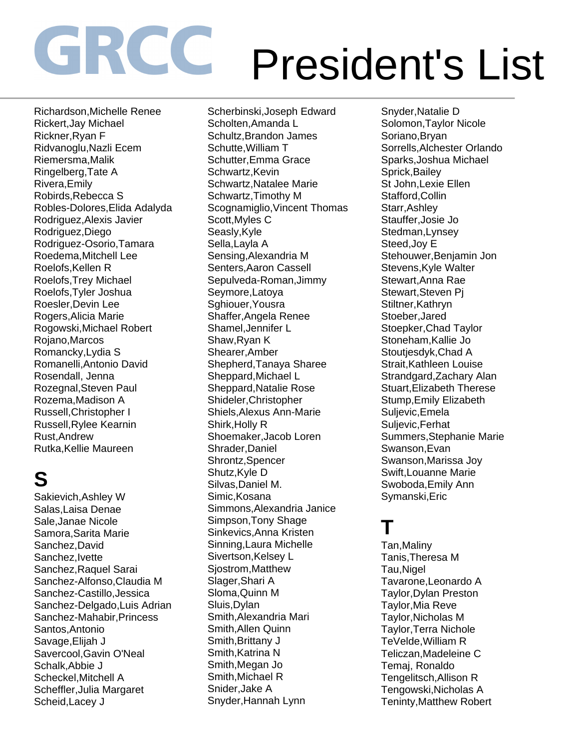# GRCC President's List

Richardson,Michelle Renee
Rickert,Jay Michael
Rickner,Ryan F
Ridvanoglu,Nazli Ecem
Riemersma,Malik
Ringelberg,Tate A
Rivera,Emily
Robirds,Rebecca S
Robles-Dolores,Elida Adalyda
Rodriguez,Alexis Javier
Rodriguez,Diego
Rodriguez-Osorio,Tamara
Roedema,Mitchell Lee
Roelofs,Kellen R
Roelofs,Trey Michael
Roelofs,Tyler Joshua
Roesler,Devin Lee
Rogers,Alicia Marie
Rogowski,Michael Robert
Rojano,Marcos
Romancky,Lydia S
Romanelli,Antonio David
Rosendall, Jenna
Rozegnal,Steven Paul
Rozema,Madison A
Russell,Christopher I
Russell,Rylee Kearnin
Rust,Andrew
Rutka,Kellie Maureen

## S

Sakievich,Ashley W
Salas,Laisa Denae
Sale,Janae Nicole
Samora,Sarita Marie
Sanchez,David
Sanchez,Ivette
Sanchez,Raquel Sarai
Sanchez-Alfonso,Claudia M
Sanchez-Castillo,Jessica
Sanchez-Delgado,Luis Adrian
Sanchez-Mahabir,Princess
Santos,Antonio
Savage,Elijah J
Savercool,Gavin O'Neal
Schalk,Abbie J
Scheckel,Mitchell A
Scheffler,Julia Margaret
Scheid,Lacey J
Scherbinski,Joseph Edward
Scholten,Amanda L
Schultz,Brandon James
Schutte,William T
Schutter,Emma Grace
Schwartz,Kevin
Schwartz,Natalee Marie
Schwartz,Timothy M
Scognamiglio,Vincent Thomas
Scott,Myles C
Seasly,Kyle
Sella,Layla A
Sensing,Alexandria M
Senters,Aaron Cassell
Sepulveda-Roman,Jimmy
Seymore,Latoya
Sghiouer,Yousra
Shaffer,Angela Renee
Shamel,Jennifer L
Shaw,Ryan K
Shearer,Amber
Shepherd,Tanaya Sharee
Sheppard,Michael L
Sheppard,Natalie Rose
Shideler,Christopher
Shiels,Alexus Ann-Marie
Shirk,Holly R
Shoemaker,Jacob Loren
Shrader,Daniel
Shrontz,Spencer
Shutz,Kyle D
Silvas,Daniel M.
Simic,Kosana
Simmons,Alexandria Janice
Simpson,Tony Shage
Sinkevics,Anna Kristen
Sinning,Laura Michelle
Sivertson,Kelsey L
Sjostrom,Matthew
Slager,Shari A
Sloma,Quinn M
Sluis,Dylan
Smith,Alexandria Mari
Smith,Allen Quinn
Smith,Brittany J
Smith,Katrina N
Smith,Megan Jo
Smith,Michael R
Snider,Jake A
Snyder,Hannah Lynn
Snyder,Natalie D
Solomon,Taylor Nicole
Soriano,Bryan
Sorrells,Alchester Orlando
Sparks,Joshua Michael
Sprick,Bailey
St John,Lexie Ellen
Stafford,Collin
Starr,Ashley
Stauffer,Josie Jo
Stedman,Lynsey
Steed,Joy E
Stehouwer,Benjamin Jon
Stevens,Kyle Walter
Stewart,Anna Rae
Stewart,Steven Pj
Stiltner,Kathryn
Stoeber,Jared
Stoepker,Chad Taylor
Stoneham,Kallie Jo
Stoutjesdyk,Chad A
Strait,Kathleen Louise
Strandgard,Zachary Alan
Stuart,Elizabeth Therese
Stump,Emily Elizabeth
Suljevic,Emela
Suljevic,Ferhat
Summers,Stephanie Marie
Swanson,Evan
Swanson,Marissa Joy
Swift,Louanne Marie
Swoboda,Emily Ann
Symanski,Eric

## T

Tan,Maliny
Tanis,Theresa M
Tau,Nigel
Tavarone,Leonardo A
Taylor,Dylan Preston
Taylor,Mia Reve
Taylor,Nicholas M
Taylor,Terra Nichole
TeVelde,William R
Teliczan,Madeleine C
Temaj, Ronaldo
Tengelitsch,Allison R
Tengowski,Nicholas A
Teninty,Matthew Robert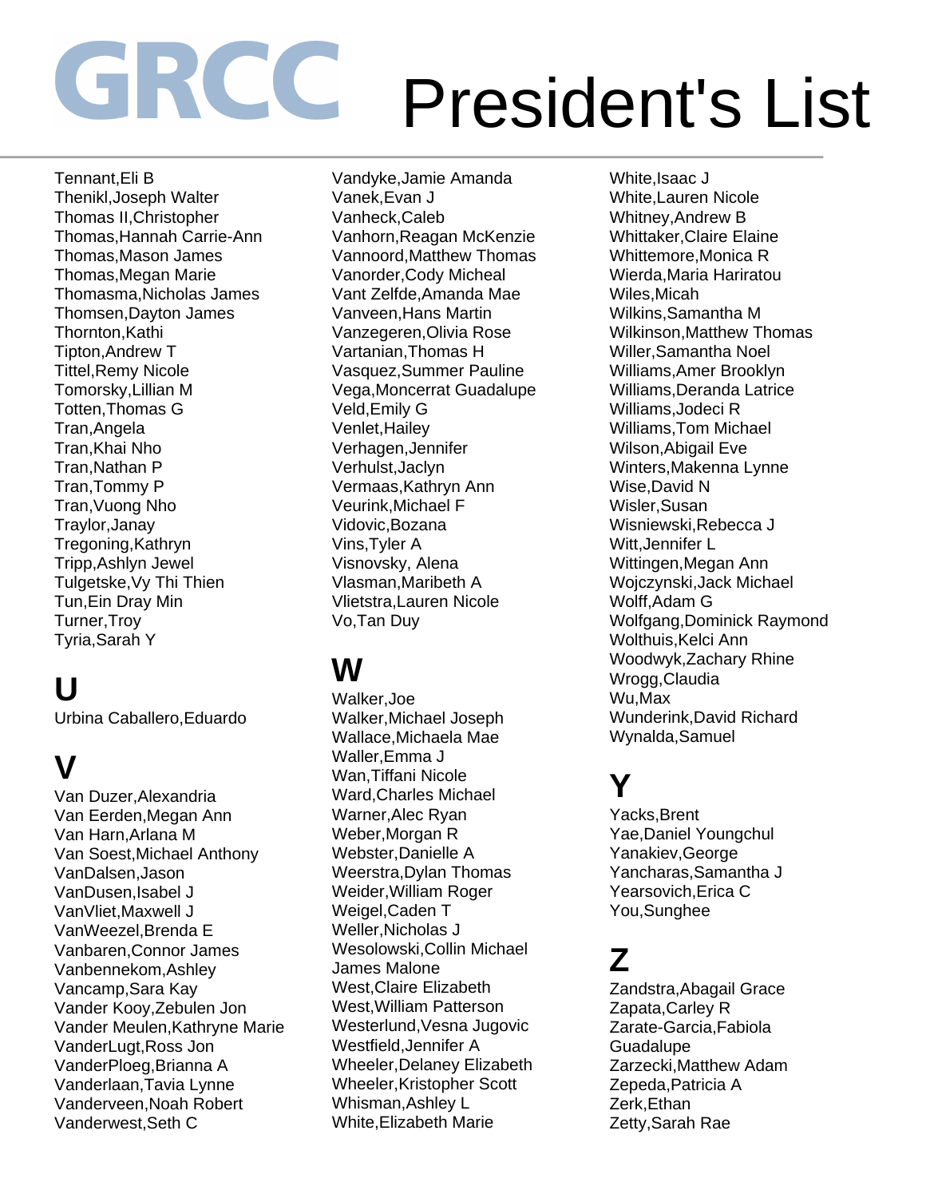# GRCC President's List

Tennant,Eli B
Thenikl,Joseph Walter
Thomas II,Christopher
Thomas,Hannah Carrie-Ann
Thomas,Mason James
Thomas,Megan Marie
Thomasma,Nicholas James
Thomsen,Dayton James
Thornton,Kathi
Tipton,Andrew T
Tittel,Remy Nicole
Tomorsky,Lillian M
Totten,Thomas G
Tran,Angela
Tran,Khai Nho
Tran,Nathan P
Tran,Tommy P
Tran,Vuong Nho
Traylor,Janay
Tregoning,Kathryn
Tripp,Ashlyn Jewel
Tulgetske,Vy Thi Thien
Tun,Ein Dray Min
Turner,Troy
Tyria,Sarah Y

## U

Urbina Caballero,Eduardo

## V

Van Duzer,Alexandria
Van Eerden,Megan Ann
Van Harn,Arlana M
Van Soest,Michael Anthony
VanDalsen,Jason
VanDusen,Isabel J
VanVliet,Maxwell J
VanWeezel,Brenda E
Vanbaren,Connor James
Vanbennekom,Ashley
Vancamp,Sara Kay
Vander Kooy,Zebulen Jon
Vander Meulen,Kathryne Marie
VanderLugt,Ross Jon
VanderPloeg,Brianna A
Vanderlaan,Tavia Lynne
Vanderveen,Noah Robert
Vanderwest,Seth C
Vandyke,Jamie Amanda
Vanek,Evan J
Vanheck,Caleb
Vanhorn,Reagan McKenzie
Vannoord,Matthew Thomas
Vanorder,Cody Micheal
Vant Zelfde,Amanda Mae
Vanveen,Hans Martin
Vanzegeren,Olivia Rose
Vartanian,Thomas H
Vasquez,Summer Pauline
Vega,Moncerrat Guadalupe
Veld,Emily G
Venlet,Hailey
Verhagen,Jennifer
Verhulst,Jaclyn
Vermaas,Kathryn Ann
Veurink,Michael F
Vidovic,Bozana
Vins,Tyler A
Visnovsky, Alena
Vlasman,Maribeth A
Vlietstra,Lauren Nicole
Vo,Tan Duy

## W

Walker,Joe
Walker,Michael Joseph
Wallace,Michaela Mae
Waller,Emma J
Wan,Tiffani Nicole
Ward,Charles Michael
Warner,Alec Ryan
Weber,Morgan R
Webster,Danielle A
Weerstra,Dylan Thomas
Weider,William Roger
Weigel,Caden T
Weller,Nicholas J
Wesolowski,Collin Michael James Malone
West,Claire Elizabeth
West,William Patterson
Westerlund,Vesna Jugovic
Westfield,Jennifer A
Wheeler,Delaney Elizabeth
Wheeler,Kristopher Scott
Whisman,Ashley L
White,Elizabeth Marie
White,Isaac J
White,Lauren Nicole
Whitney,Andrew B
Whittaker,Claire Elaine
Whittemore,Monica R
Wierda,Maria Hariratou
Wiles,Micah
Wilkins,Samantha M
Wilkinson,Matthew Thomas
Willer,Samantha Noel
Williams,Amer Brooklyn
Williams,Deranda Latrice
Williams,Jodeci R
Williams,Tom Michael
Wilson,Abigail Eve
Winters,Makenna Lynne
Wise,David N
Wisler,Susan
Wisniewski,Rebecca J
Witt,Jennifer L
Wittingen,Megan Ann
Wojczynski,Jack Michael
Wolff,Adam G
Wolfgang,Dominick Raymond
Wolthuis,Kelci Ann
Woodwyk,Zachary Rhine
Wrogg,Claudia
Wu,Max
Wunderink,David Richard
Wynalda,Samuel

## Y

Yacks,Brent
Yae,Daniel Youngchul
Yanakiev,George
Yancharas,Samantha J
Yearsovich,Erica C
You,Sunghee

## Z

Zandstra,Abagail Grace
Zapata,Carley R
Zarate-Garcia,Fabiola Guadalupe
Zarzecki,Matthew Adam
Zepeda,Patricia A
Zerk,Ethan
Zetty,Sarah Rae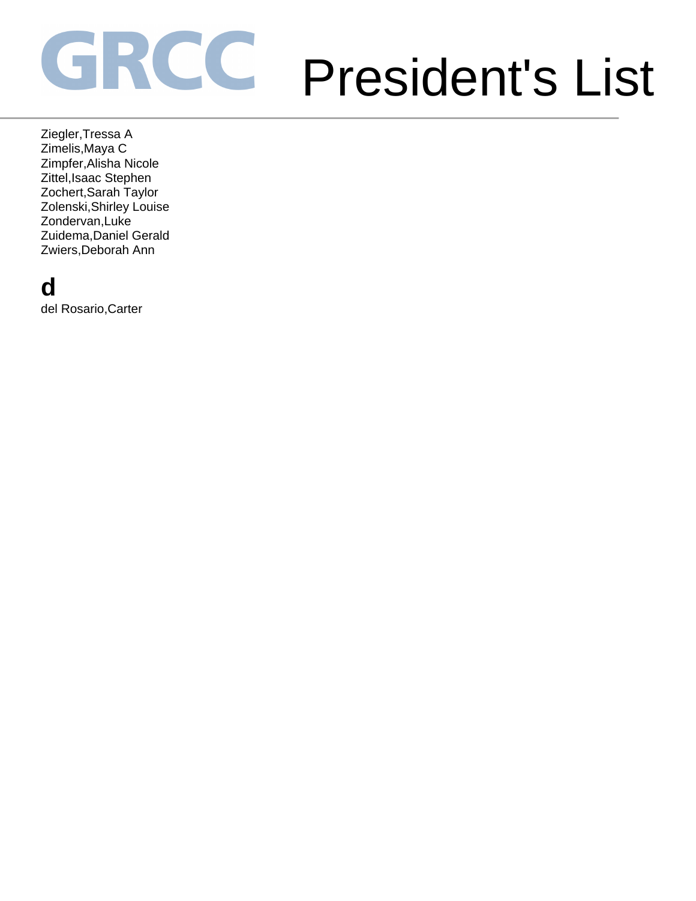Ziegler,Tressa A
Zimelis,Maya C
Zimpfer,Alisha Nicole
Zittel,Isaac Stephen
Zochert,Sarah Taylor
Zolenski,Shirley Louise
Zondervan,Luke
Zuidema,Daniel Gerald
Zwiers,Deborah Ann

## d

del Rosario,Carter